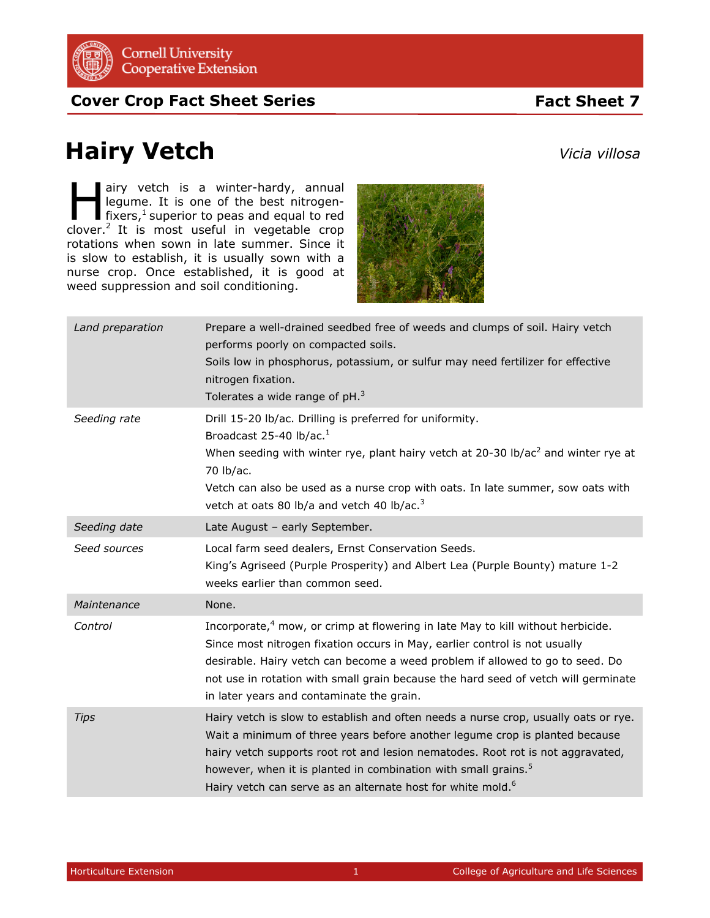Cover Crop Fact Sheet Series — Fact Sheet 7

# Hairy Vetch

*Vicia villosa*

Hairy vetch is a winter-hardy, annual legume. It is one of the best nitrogen-fixers,[1] superior to peas and equal to red clover.[2] It is most useful in vegetable crop rotations when sown in late summer. Since it is slow to establish, it is usually sown with a nurse crop. Once established, it is good at weed suppression and soil conditioning.

| | |
|---|---|
| *Land preparation* | Prepare a well-drained seedbed free of weeds and clumps of soil. Hairy vetch performs poorly on compacted soils.<br>Soils low in phosphorus, potassium, or sulfur may need fertilizer for effective nitrogen fixation.<br>Tolerates a wide range of pH.[3] |
| *Seeding rate* | Drill 15-20 lb/ac. Drilling is preferred for uniformity.<br>Broadcast 25-40 lb/ac.[1]<br>When seeding with winter rye, plant hairy vetch at 20-30 lb/ac[2] and winter rye at 70 lb/ac.<br>Vetch can also be used as a nurse crop with oats. In late summer, sow oats with vetch at oats 80 lb/a and vetch 40 lb/ac.[3] |
| *Seeding date* | Late August – early September. |
| *Seed sources* | Local farm seed dealers, Ernst Conservation Seeds.<br>King's Agriseed (Purple Prosperity) and Albert Lea (Purple Bounty) mature 1-2 weeks earlier than common seed. |
| *Maintenance* | None. |
| *Control* | Incorporate,[4] mow, or crimp at flowering in late May to kill without herbicide. Since most nitrogen fixation occurs in May, earlier control is not usually desirable. Hairy vetch can become a weed problem if allowed to go to seed. Do not use in rotation with small grain because the hard seed of vetch will germinate in later years and contaminate the grain. |
| *Tips* | Hairy vetch is slow to establish and often needs a nurse crop, usually oats or rye. Wait a minimum of three years before another legume crop is planted because hairy vetch supports root rot and lesion nematodes. Root rot is not aggravated, however, when it is planted in combination with small grains.[5]<br>Hairy vetch can serve as an alternate host for white mold.[6] |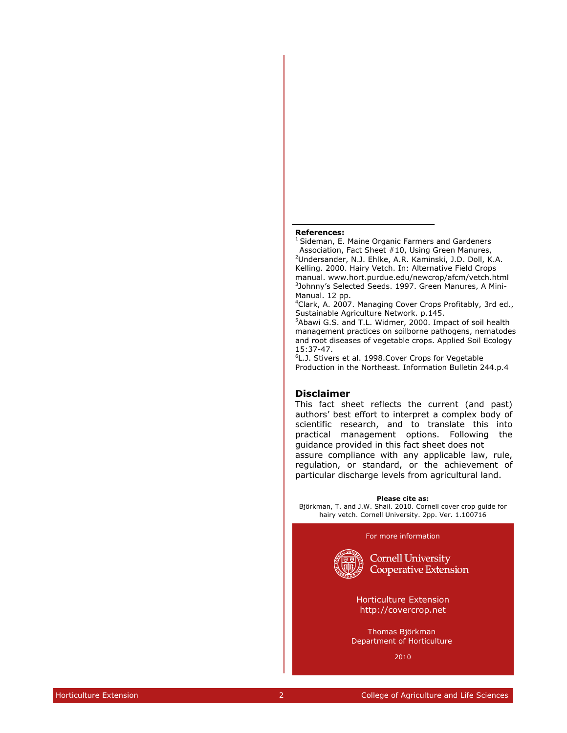**References:**

[1] Sideman, E. Maine Organic Farmers and Gardeners Association, Fact Sheet #10, Using Green Manures,

[2]Undersander, N.J. Ehlke, A.R. Kaminski, J.D. Doll, K.A. Kelling. 2000. Hairy Vetch. In: Alternative Field Crops manual. www.hort.purdue.edu/newcrop/afcm/vetch.html

[3]Johnny's Selected Seeds. 1997. Green Manures, A Mini-Manual. 12 pp.

[4]Clark, A. 2007. Managing Cover Crops Profitably, 3rd ed., Sustainable Agriculture Network. p.145.

[5]Abawi G.S. and T.L. Widmer, 2000. Impact of soil health management practices on soilborne pathogens, nematodes and root diseases of vegetable crops. Applied Soil Ecology 15:37-47.

[6]L.J. Stivers et al. 1998.Cover Crops for Vegetable Production in the Northeast. Information Bulletin 244.p.4

## Disclaimer

This fact sheet reflects the current (and past) authors' best effort to interpret a complex body of scientific research, and to translate this into practical management options. Following the guidance provided in this fact sheet does not assure compliance with any applicable law, rule, regulation, or standard, or the achievement of particular discharge levels from agricultural land.

**Please cite as:**
Björkman, T. and J.W. Shail. 2010. Cornell cover crop guide for hairy vetch. Cornell University. 2pp. Ver. 1.100716

For more information

Cornell University Cooperative Extension

Horticulture Extension
http://covercrop.net

Thomas Björkman
Department of Horticulture

2010